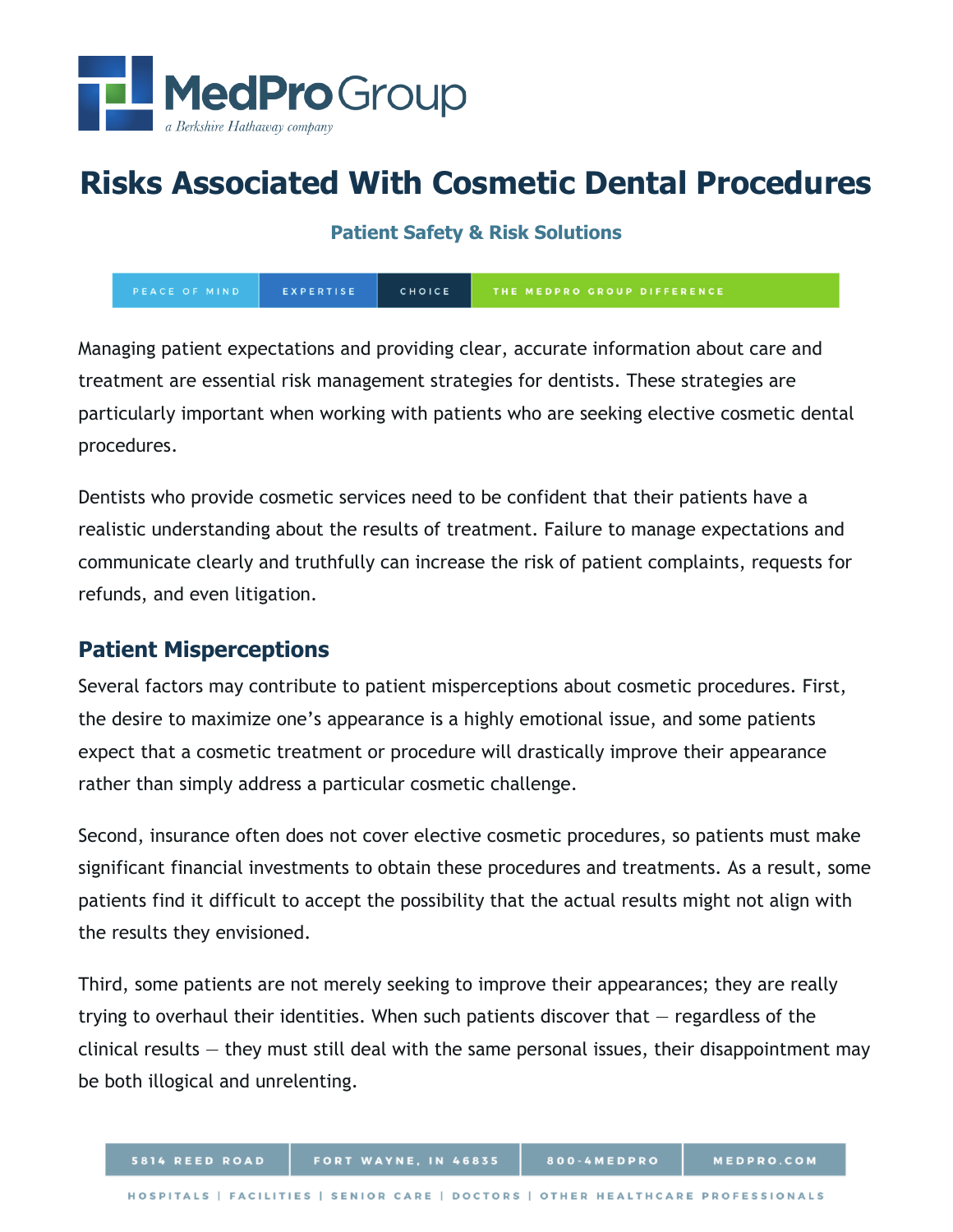# Risks Associated With Cosmetic Dental Procedures

**Patient Safety & Risk Solutions**

Managing patient expectations and providing clear, accurate information about care and treatment are essential risk management strategies for dentists. These strategies are particularly important when working with patients who are seeking elective cosmetic dental procedures.

Dentists who provide cosmetic services need to be confident that their patients have a realistic understanding about the results of treatment. Failure to manage expectations and communicate clearly and truthfully can increase the risk of patient complaints, requests for refunds, and even litigation.

## Patient Misperceptions

Several factors may contribute to patient misperceptions about cosmetic procedures. First, the desire to maximize one's appearance is a highly emotional issue, and some patients expect that a cosmetic treatment or procedure will drastically improve their appearance rather than simply address a particular cosmetic challenge.

Second, insurance often does not cover elective cosmetic procedures, so patients must make significant financial investments to obtain these procedures and treatments. As a result, some patients find it difficult to accept the possibility that the actual results might not align with the results they envisioned.

Third, some patients are not merely seeking to improve their appearances; they are really trying to overhaul their identities. When such patients discover that — regardless of the clinical results — they must still deal with the same personal issues, their disappointment may be both illogical and unrelenting.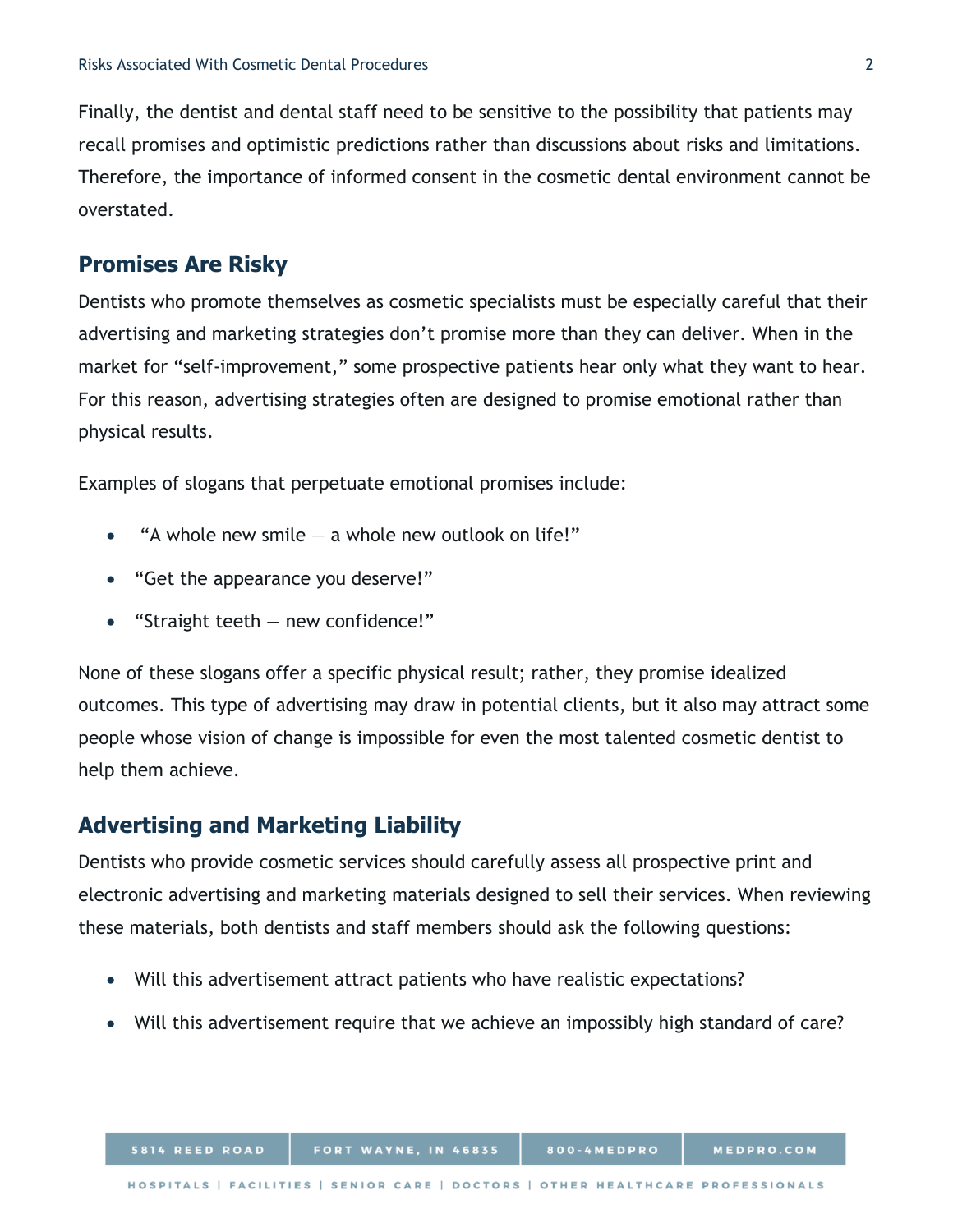Finally, the dentist and dental staff need to be sensitive to the possibility that patients may recall promises and optimistic predictions rather than discussions about risks and limitations. Therefore, the importance of informed consent in the cosmetic dental environment cannot be overstated.

## Promises Are Risky

Dentists who promote themselves as cosmetic specialists must be especially careful that their advertising and marketing strategies don't promise more than they can deliver. When in the market for "self-improvement," some prospective patients hear only what they want to hear. For this reason, advertising strategies often are designed to promise emotional rather than physical results.

Examples of slogans that perpetuate emotional promises include:

- "A whole new smile — a whole new outlook on life!"
- "Get the appearance you deserve!"
- "Straight teeth — new confidence!"

None of these slogans offer a specific physical result; rather, they promise idealized outcomes. This type of advertising may draw in potential clients, but it also may attract some people whose vision of change is impossible for even the most talented cosmetic dentist to help them achieve.

## Advertising and Marketing Liability

Dentists who provide cosmetic services should carefully assess all prospective print and electronic advertising and marketing materials designed to sell their services. When reviewing these materials, both dentists and staff members should ask the following questions:

- Will this advertisement attract patients who have realistic expectations?
- Will this advertisement require that we achieve an impossibly high standard of care?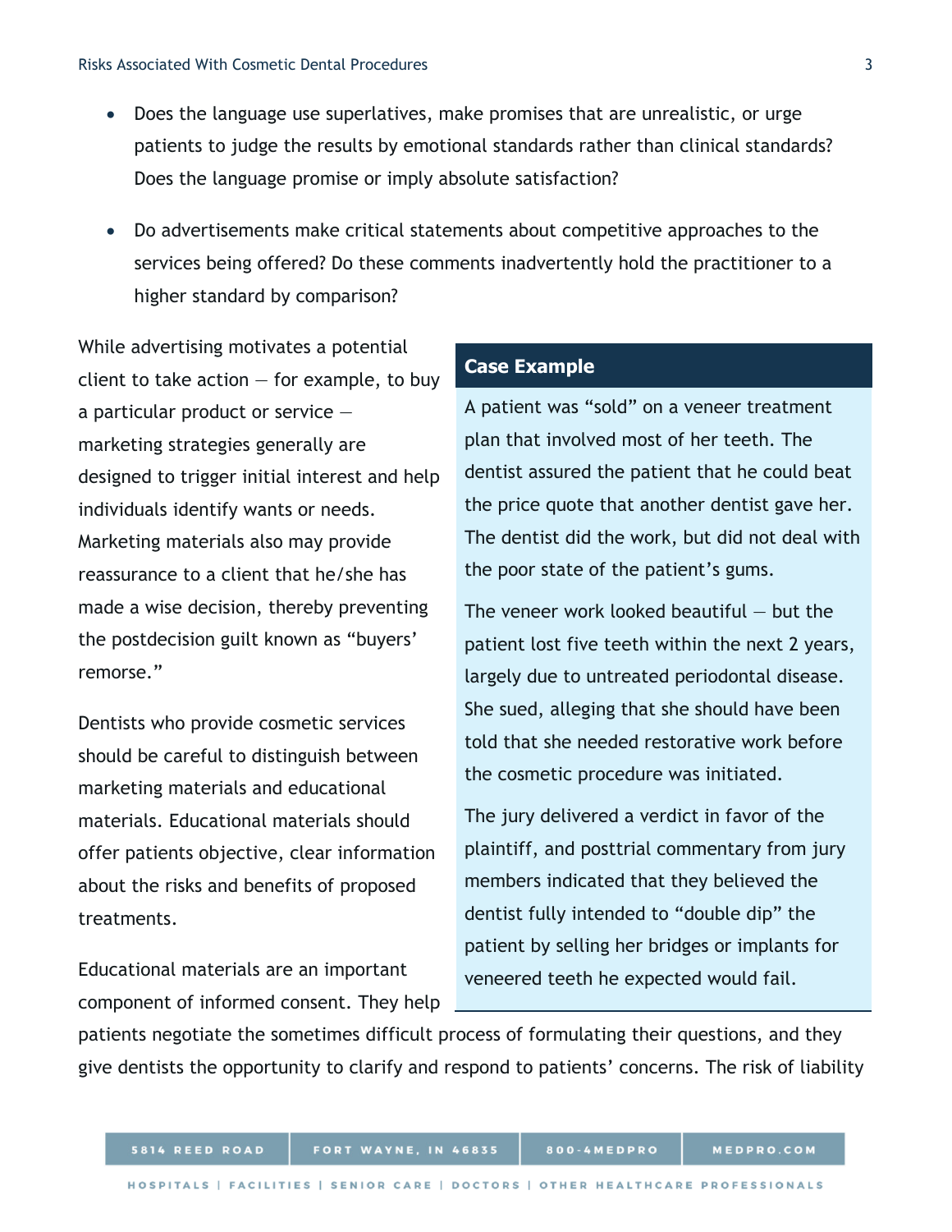- Does the language use superlatives, make promises that are unrealistic, or urge patients to judge the results by emotional standards rather than clinical standards? Does the language promise or imply absolute satisfaction?
- Do advertisements make critical statements about competitive approaches to the services being offered? Do these comments inadvertently hold the practitioner to a higher standard by comparison?

While advertising motivates a potential client to take action — for example, to buy a particular product or service — marketing strategies generally are designed to trigger initial interest and help individuals identify wants or needs. Marketing materials also may provide reassurance to a client that he/she has made a wise decision, thereby preventing the postdecision guilt known as "buyers' remorse."

Dentists who provide cosmetic services should be careful to distinguish between marketing materials and educational materials. Educational materials should offer patients objective, clear information about the risks and benefits of proposed treatments.

Educational materials are an important component of informed consent. They help patients negotiate the sometimes difficult process of formulating their questions, and they give dentists the opportunity to clarify and respond to patients' concerns. The risk of liability

> **Case Example**
>
> A patient was "sold" on a veneer treatment plan that involved most of her teeth. The dentist assured the patient that he could beat the price quote that another dentist gave her. The dentist did the work, but did not deal with the poor state of the patient's gums.
>
> The veneer work looked beautiful — but the patient lost five teeth within the next 2 years, largely due to untreated periodontal disease. She sued, alleging that she should have been told that she needed restorative work before the cosmetic procedure was initiated.
>
> The jury delivered a verdict in favor of the plaintiff, and posttrial commentary from jury members indicated that they believed the dentist fully intended to "double dip" the patient by selling her bridges or implants for veneered teeth he expected would fail.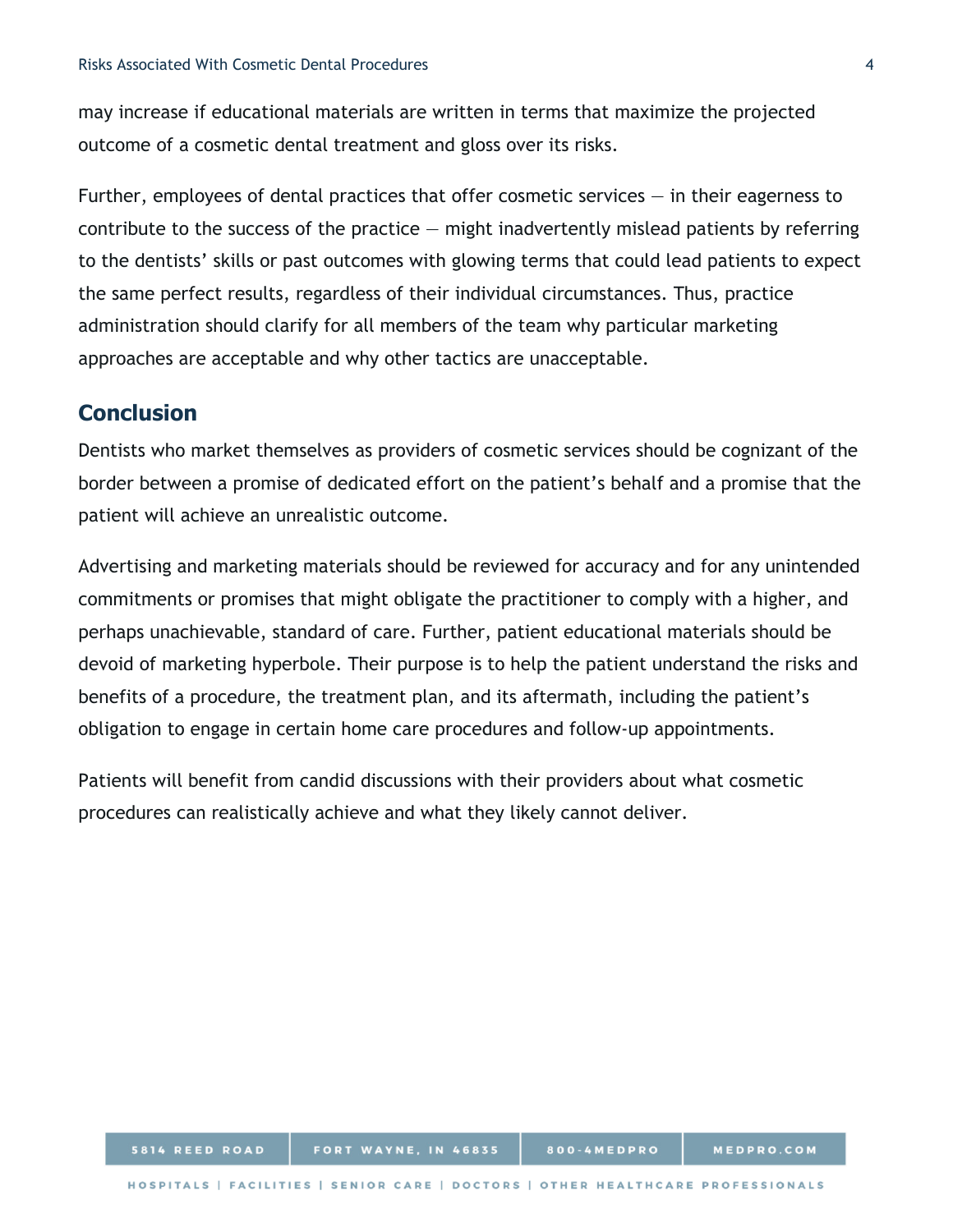may increase if educational materials are written in terms that maximize the projected outcome of a cosmetic dental treatment and gloss over its risks.

Further, employees of dental practices that offer cosmetic services — in their eagerness to contribute to the success of the practice — might inadvertently mislead patients by referring to the dentists' skills or past outcomes with glowing terms that could lead patients to expect the same perfect results, regardless of their individual circumstances. Thus, practice administration should clarify for all members of the team why particular marketing approaches are acceptable and why other tactics are unacceptable.

## Conclusion

Dentists who market themselves as providers of cosmetic services should be cognizant of the border between a promise of dedicated effort on the patient's behalf and a promise that the patient will achieve an unrealistic outcome.

Advertising and marketing materials should be reviewed for accuracy and for any unintended commitments or promises that might obligate the practitioner to comply with a higher, and perhaps unachievable, standard of care. Further, patient educational materials should be devoid of marketing hyperbole. Their purpose is to help the patient understand the risks and benefits of a procedure, the treatment plan, and its aftermath, including the patient's obligation to engage in certain home care procedures and follow-up appointments.

Patients will benefit from candid discussions with their providers about what cosmetic procedures can realistically achieve and what they likely cannot deliver.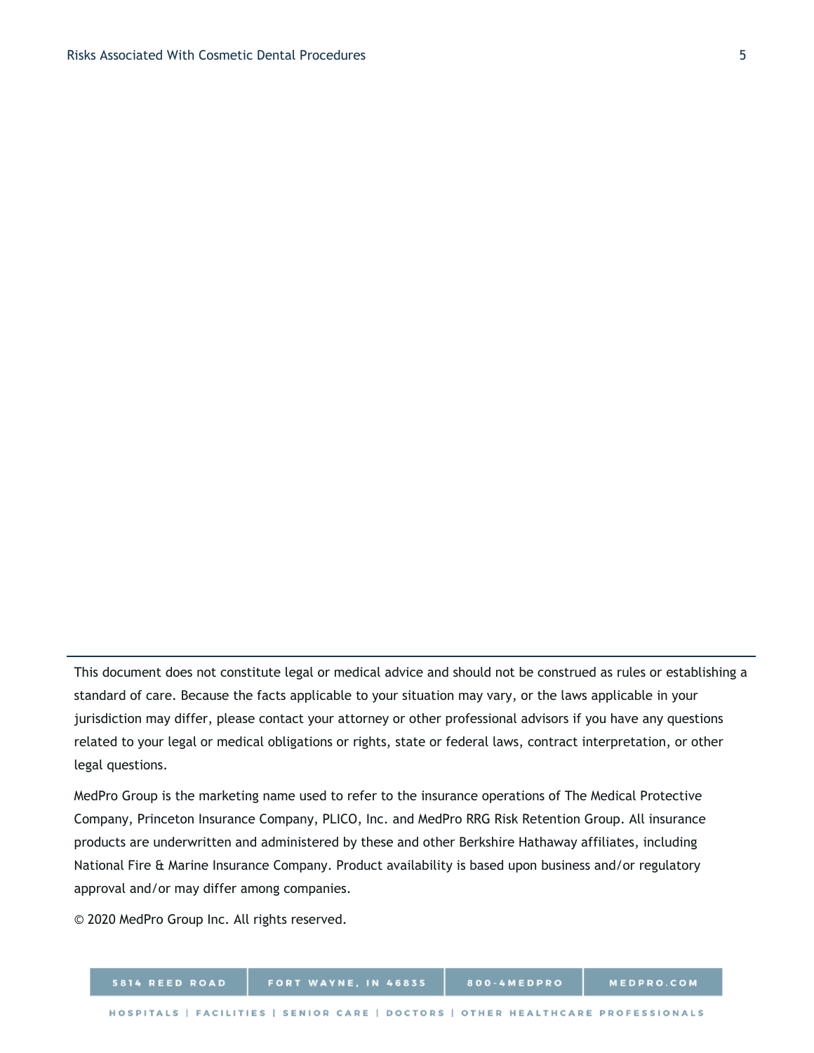This document does not constitute legal or medical advice and should not be construed as rules or establishing a standard of care. Because the facts applicable to your situation may vary, or the laws applicable in your jurisdiction may differ, please contact your attorney or other professional advisors if you have any questions related to your legal or medical obligations or rights, state or federal laws, contract interpretation, or other legal questions.

MedPro Group is the marketing name used to refer to the insurance operations of The Medical Protective Company, Princeton Insurance Company, PLICO, Inc. and MedPro RRG Risk Retention Group. All insurance products are underwritten and administered by these and other Berkshire Hathaway affiliates, including National Fire & Marine Insurance Company. Product availability is based upon business and/or regulatory approval and/or may differ among companies.

© 2020 MedPro Group Inc. All rights reserved.

5814 REED ROAD | FORT WAYNE, IN 46835 | 800-4MEDPRO | MEDPRO.COM

HOSPITALS | FACILITIES | SENIOR CARE | DOCTORS | OTHER HEALTHCARE PROFESSIONALS